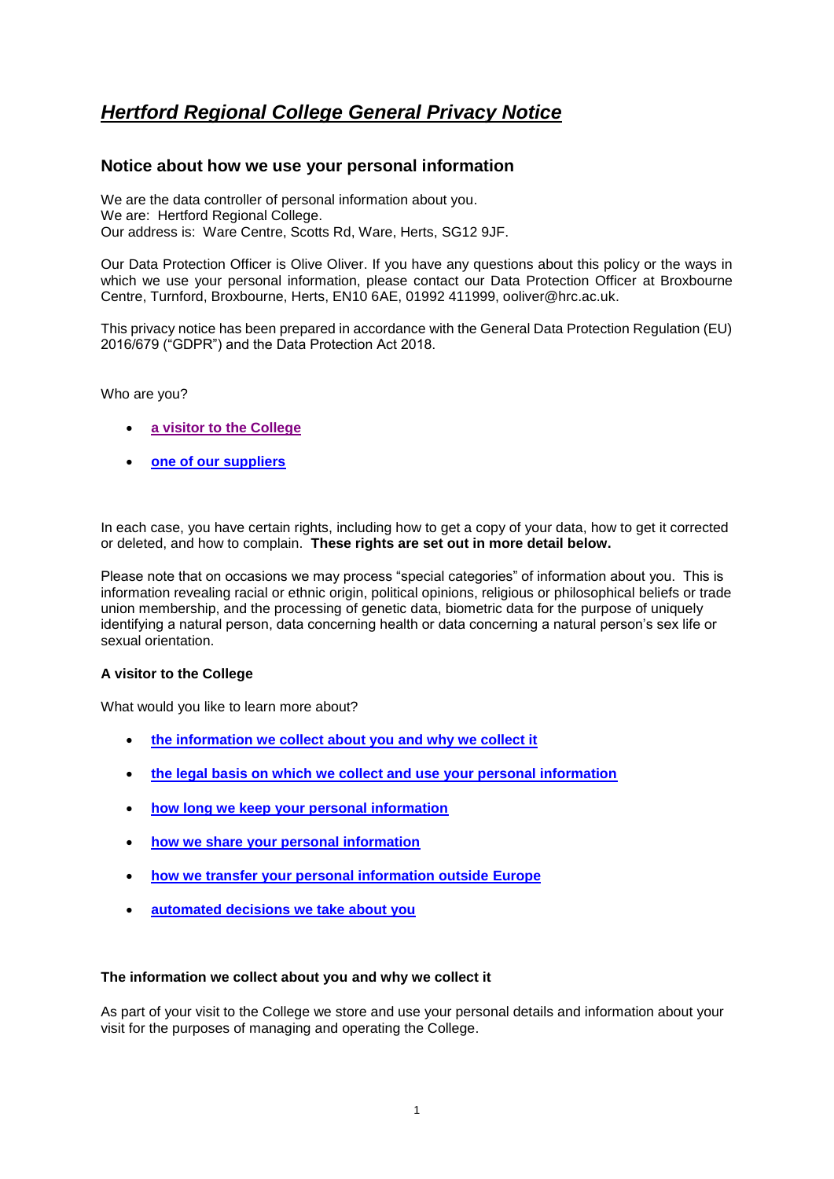# *Hertford Regional College General Privacy Notice*

## Notice about how we use your personal information

We are the data controller of personal information about you.
We are: Hertford Regional College.
Our address is: Ware Centre, Scotts Rd, Ware, Herts, SG12 9JF.

Our Data Protection Officer is Olive Oliver. If you have any questions about this policy or the ways in which we use your personal information, please contact our Data Protection Officer at Broxbourne Centre, Turnford, Broxbourne, Herts, EN10 6AE, 01992 411999, ooliver@hrc.ac.uk.

This privacy notice has been prepared in accordance with the General Data Protection Regulation (EU) 2016/679 ("GDPR") and the Data Protection Act 2018.

Who are you?

- **a visitor to the College**
- **one of our suppliers**

In each case, you have certain rights, including how to get a copy of your data, how to get it corrected or deleted, and how to complain. **These rights are set out in more detail below.**

Please note that on occasions we may process "special categories" of information about you. This is information revealing racial or ethnic origin, political opinions, religious or philosophical beliefs or trade union membership, and the processing of genetic data, biometric data for the purpose of uniquely identifying a natural person, data concerning health or data concerning a natural person's sex life or sexual orientation.

**A visitor to the College**

What would you like to learn more about?

- **the information we collect about you and why we collect it**
- **the legal basis on which we collect and use your personal information**
- **how long we keep your personal information**
- **how we share your personal information**
- **how we transfer your personal information outside Europe**
- **automated decisions we take about you**

**The information we collect about you and why we collect it**

As part of your visit to the College we store and use your personal details and information about your visit for the purposes of managing and operating the College.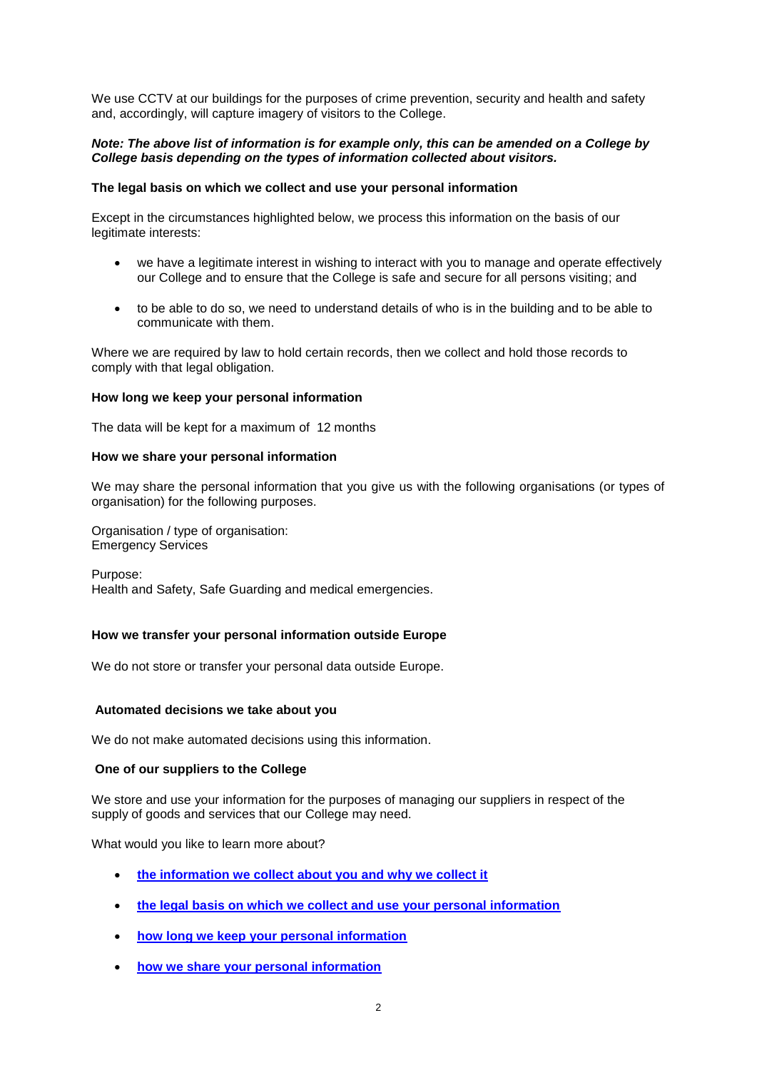We use CCTV at our buildings for the purposes of crime prevention, security and health and safety and, accordingly, will capture imagery of visitors to the College.

***Note: The above list of information is for example only, this can be amended on a College by College basis depending on the types of information collected about visitors.***

**The legal basis on which we collect and use your personal information**

Except in the circumstances highlighted below, we process this information on the basis of our legitimate interests:

- we have a legitimate interest in wishing to interact with you to manage and operate effectively our College and to ensure that the College is safe and secure for all persons visiting; and
- to be able to do so, we need to understand details of who is in the building and to be able to communicate with them.

Where we are required by law to hold certain records, then we collect and hold those records to comply with that legal obligation.

**How long we keep your personal information**

The data will be kept for a maximum of 12 months

**How we share your personal information**

We may share the personal information that you give us with the following organisations (or types of organisation) for the following purposes.

Organisation / type of organisation:
Emergency Services

Purpose:
Health and Safety, Safe Guarding and medical emergencies.

**How we transfer your personal information outside Europe**

We do not store or transfer your personal data outside Europe.

**Automated decisions we take about you**

We do not make automated decisions using this information.

**One of our suppliers to the College**

We store and use your information for the purposes of managing our suppliers in respect of the supply of goods and services that our College may need.

What would you like to learn more about?

- **the information we collect about you and why we collect it**
- **the legal basis on which we collect and use your personal information**
- **how long we keep your personal information**
- **how we share your personal information**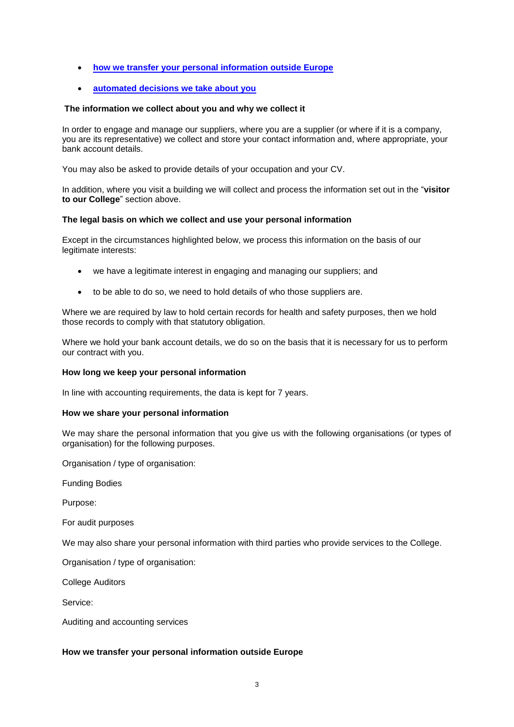- **[how we transfer your personal information outside Europe]**
- **[automated decisions we take about you]**

**The information we collect about you and why we collect it**

In order to engage and manage our suppliers, where you are a supplier (or where if it is a company, you are its representative) we collect and store your contact information and, where appropriate, your bank account details.

You may also be asked to provide details of your occupation and your CV.

In addition, where you visit a building we will collect and process the information set out in the "**visitor to our College**" section above.

**The legal basis on which we collect and use your personal information**

Except in the circumstances highlighted below, we process this information on the basis of our legitimate interests:

- we have a legitimate interest in engaging and managing our suppliers; and
- to be able to do so, we need to hold details of who those suppliers are.

Where we are required by law to hold certain records for health and safety purposes, then we hold those records to comply with that statutory obligation.

Where we hold your bank account details, we do so on the basis that it is necessary for us to perform our contract with you.

**How long we keep your personal information**

In line with accounting requirements, the data is kept for 7 years.

**How we share your personal information**

We may share the personal information that you give us with the following organisations (or types of organisation) for the following purposes.

Organisation / type of organisation:

Funding Bodies

Purpose:

For audit purposes

We may also share your personal information with third parties who provide services to the College.

Organisation / type of organisation:

College Auditors

Service:

Auditing and accounting services

**How we transfer your personal information outside Europe**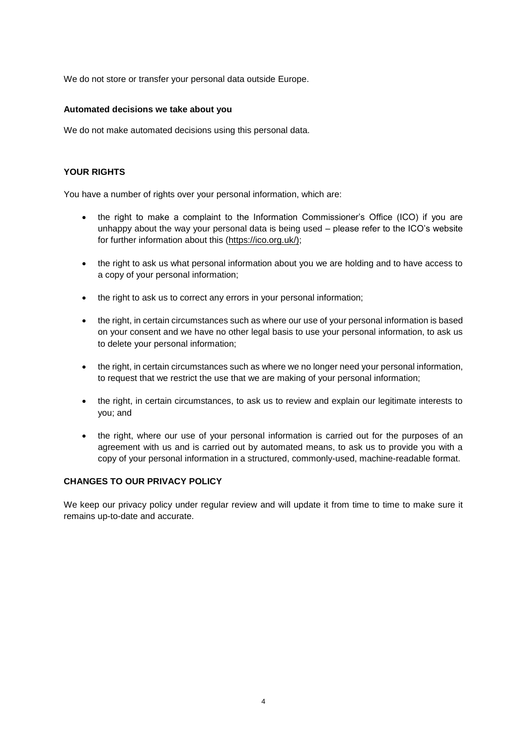We do not store or transfer your personal data outside Europe.

**Automated decisions we take about you**

We do not make automated decisions using this personal data.

## YOUR RIGHTS

You have a number of rights over your personal information, which are:

- the right to make a complaint to the Information Commissioner's Office (ICO) if you are unhappy about the way your personal data is being used – please refer to the ICO's website for further information about this (https://ico.org.uk/);
- the right to ask us what personal information about you we are holding and to have access to a copy of your personal information;
- the right to ask us to correct any errors in your personal information;
- the right, in certain circumstances such as where our use of your personal information is based on your consent and we have no other legal basis to use your personal information, to ask us to delete your personal information;
- the right, in certain circumstances such as where we no longer need your personal information, to request that we restrict the use that we are making of your personal information;
- the right, in certain circumstances, to ask us to review and explain our legitimate interests to you; and
- the right, where our use of your personal information is carried out for the purposes of an agreement with us and is carried out by automated means, to ask us to provide you with a copy of your personal information in a structured, commonly-used, machine-readable format.

## CHANGES TO OUR PRIVACY POLICY

We keep our privacy policy under regular review and will update it from time to time to make sure it remains up-to-date and accurate.